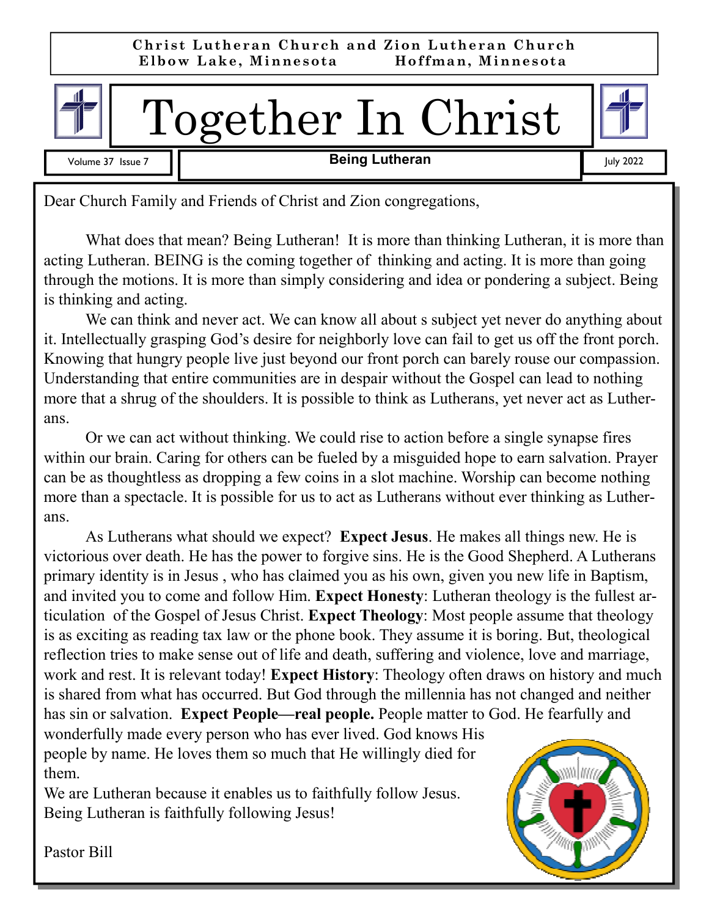**Christ Lutheran Church and Zion Lutheran Church**
**Elbow Lake, Minnesota  Hoffman, Minnesota**

# Together In Christ

Volume 37 Issue 7 | **Being Lutheran** | July 2022

Dear Church Family and Friends of Christ and Zion congregations,

What does that mean? Being Lutheran! It is more than thinking Lutheran, it is more than acting Lutheran. BEING is the coming together of thinking and acting. It is more than going through the motions. It is more than simply considering and idea or pondering a subject. Being is thinking and acting.

We can think and never act. We can know all about s subject yet never do anything about it. Intellectually grasping God's desire for neighborly love can fail to get us off the front porch. Knowing that hungry people live just beyond our front porch can barely rouse our compassion. Understanding that entire communities are in despair without the Gospel can lead to nothing more that a shrug of the shoulders. It is possible to think as Lutherans, yet never act as Lutherans.

Or we can act without thinking. We could rise to action before a single synapse fires within our brain. Caring for others can be fueled by a misguided hope to earn salvation. Prayer can be as thoughtless as dropping a few coins in a slot machine. Worship can become nothing more than a spectacle. It is possible for us to act as Lutherans without ever thinking as Lutherans.

As Lutherans what should we expect? **Expect Jesus**. He makes all things new. He is victorious over death. He has the power to forgive sins. He is the Good Shepherd. A Lutherans primary identity is in Jesus , who has claimed you as his own, given you new life in Baptism, and invited you to come and follow Him. **Expect Honesty**: Lutheran theology is the fullest articulation of the Gospel of Jesus Christ. **Expect Theology**: Most people assume that theology is as exciting as reading tax law or the phone book. They assume it is boring. But, theological reflection tries to make sense out of life and death, suffering and violence, love and marriage, work and rest. It is relevant today! **Expect History**: Theology often draws on history and much is shared from what has occurred. But God through the millennia has not changed and neither has sin or salvation. **Expect People—real people.** People matter to God. He fearfully and wonderfully made every person who has ever lived. God knows His people by name. He loves them so much that He willingly died for them.

We are Lutheran because it enables us to faithfully follow Jesus.
Being Lutheran is faithfully following Jesus!

Pastor Bill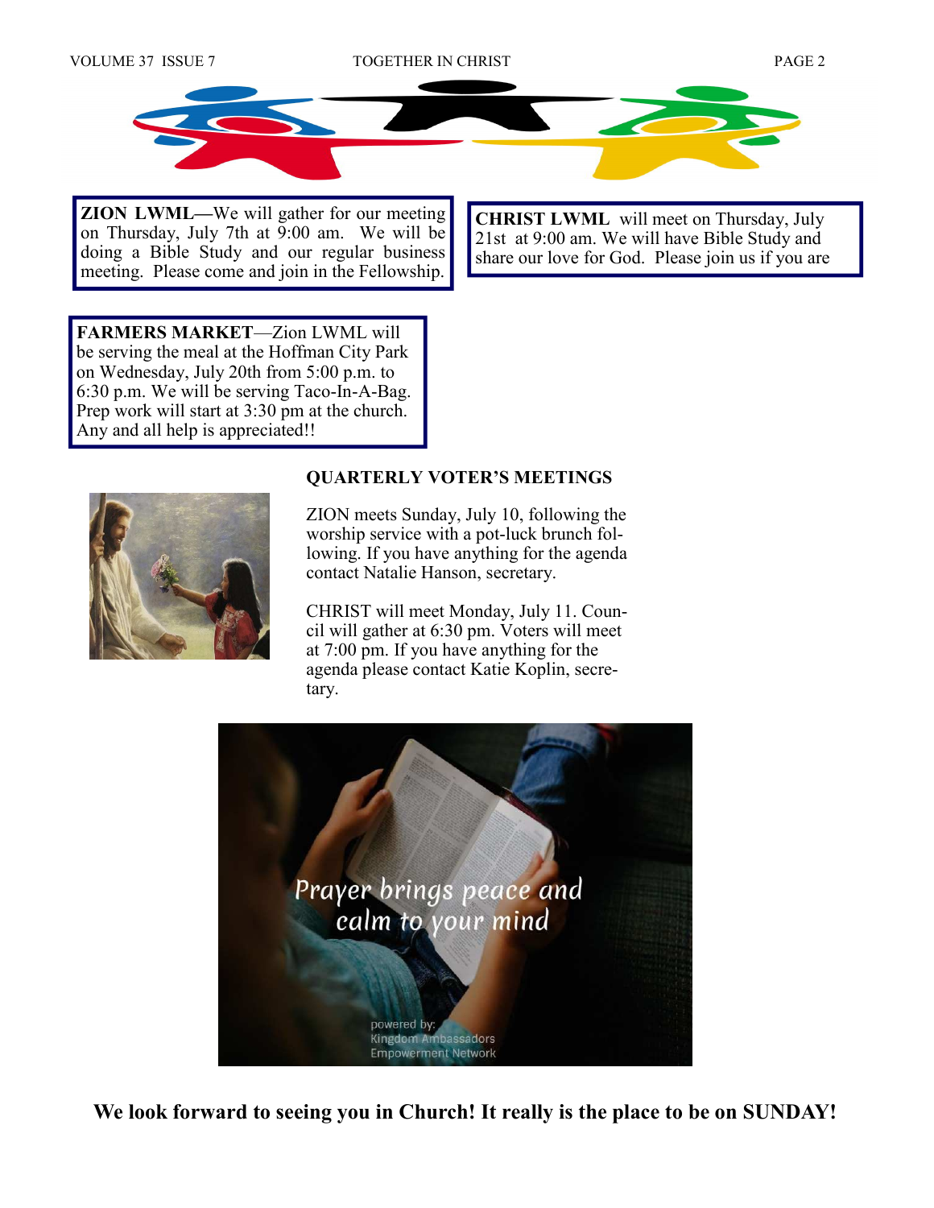**ZION LWML**—We will gather for our meeting on Thursday, July 7th at 9:00 am. We will be doing a Bible Study and our regular business meeting. Please come and join in the Fellowship.

**CHRIST LWML** will meet on Thursday, July 21st at 9:00 am. We will have Bible Study and share our love for God. Please join us if you are

**FARMERS MARKET**—Zion LWML will be serving the meal at the Hoffman City Park on Wednesday, July 20th from 5:00 p.m. to 6:30 p.m. We will be serving Taco-In-A-Bag. Prep work will start at 3:30 pm at the church. Any and all help is appreciated!!

**QUARTERLY VOTER'S MEETINGS**

ZION meets Sunday, July 10, following the worship service with a pot-luck brunch following. If you have anything for the agenda contact Natalie Hanson, secretary.

CHRIST will meet Monday, July 11. Council will gather at 6:30 pm. Voters will meet at 7:00 pm. If you have anything for the agenda please contact Katie Koplin, secretary.

**We look forward to seeing you in Church! It really is the place to be on SUNDAY!**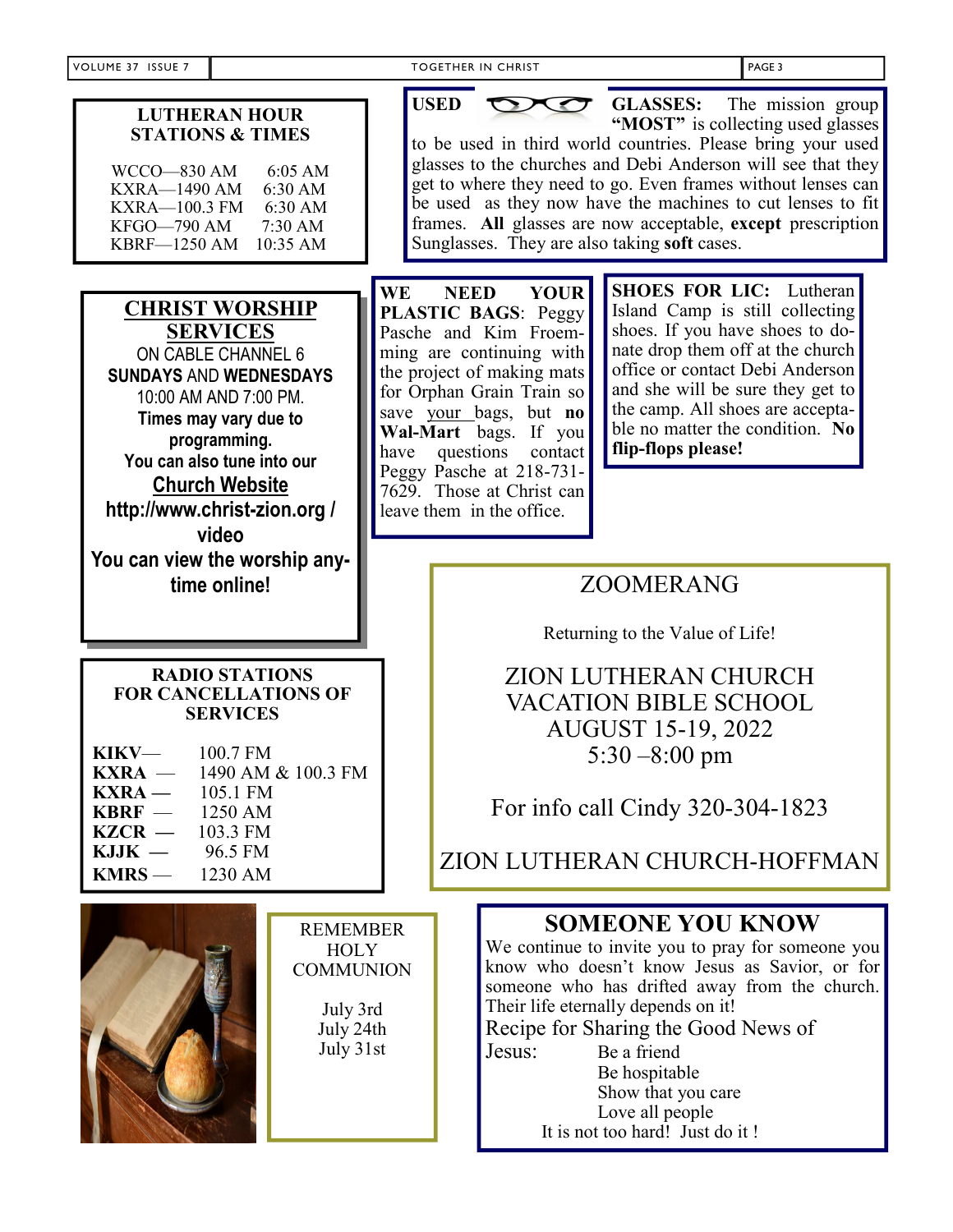## LUTHERAN HOUR STATIONS & TIMES

| Station | Time |
|---|---|
| WCCO—830 AM | 6:05 AM |
| KXRA—1490 AM | 6:30 AM |
| KXRA—100.3 FM | 6:30 AM |
| KFGO—790 AM | 7:30 AM |
| KBRF—1250 AM | 10:35 AM |

**USED GLASSES:** The mission group **"MOST"** is collecting used glasses to be used in third world countries. Please bring your used glasses to the churches and Debi Anderson will see that they get to where they need to go. Even frames without lenses can be used as they now have the machines to cut lenses to fit frames. **All** glasses are now acceptable, **except** prescription Sunglasses. They are also taking **soft** cases.

## CHRIST WORSHIP SERVICES

ON CABLE CHANNEL 6
**SUNDAYS** AND **WEDNESDAYS**
10:00 AM AND 7:00 PM.
**Times may vary due to programming.**
**You can also tune into our Church Website**
**http://www.christ-zion.org / video**
**You can view the worship anytime online!**

**WE NEED YOUR PLASTIC BAGS**: Peggy Pasche and Kim Froemming are continuing with the project of making mats for Orphan Grain Train so save your bags, but **no Wal-Mart** bags. If you have questions contact Peggy Pasche at 218-731-7629. Those at Christ can leave them in the office.

**SHOES FOR LIC:** Lutheran Island Camp is still collecting shoes. If you have shoes to donate drop them off at the church office or contact Debi Anderson and she will be sure they get to the camp. All shoes are acceptable no matter the condition. **No flip-flops please!**

## RADIO STATIONS FOR CANCELLATIONS OF SERVICES

| Station | Frequency |
|---|---|
| **KIKV** | 100.7 FM |
| **KXRA** | 1490 AM & 100.3 FM |
| **KXRA** | 105.1 FM |
| **KBRF** | 1250 AM |
| **KZCR** | 103.3 FM |
| **KJJK** | 96.5 FM |
| **KMRS** | 1230 AM |

## ZOOMERANG

Returning to the Value of Life!

ZION LUTHERAN CHURCH
VACATION BIBLE SCHOOL
AUGUST 15-19, 2022
5:30 –8:00 pm

For info call Cindy 320-304-1823

ZION LUTHERAN CHURCH-HOFFMAN

REMEMBER HOLY COMMUNION

July 3rd
July 24th
July 31st

## SOMEONE YOU KNOW

We continue to invite you to pray for someone you know who doesn't know Jesus as Savior, or for someone who has drifted away from the church. Their life eternally depends on it!

Recipe for Sharing the Good News of Jesus:

- Be a friend
- Be hospitable
- Show that you care
- Love all people

It is not too hard! Just do it !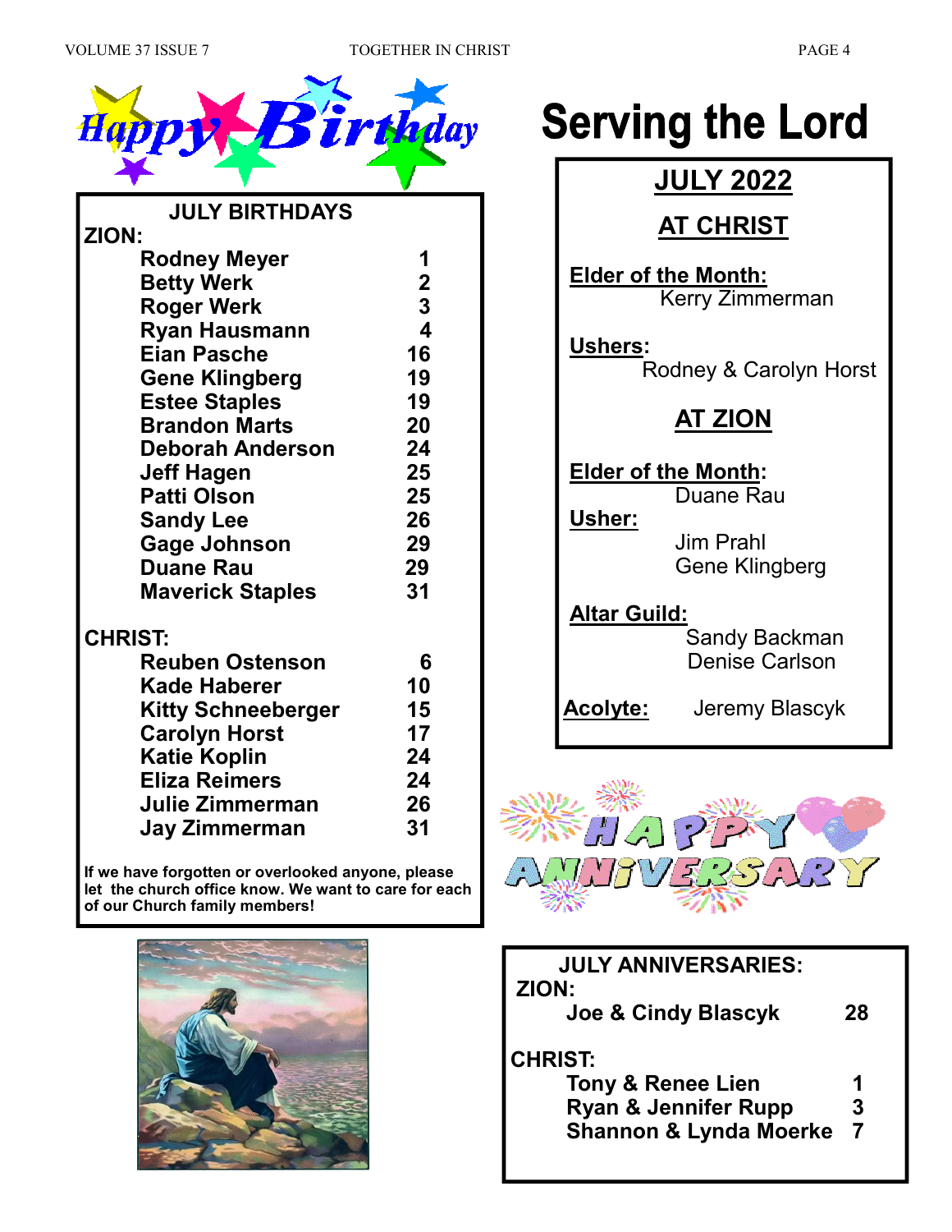# Happy Birthday

## JULY BIRTHDAYS

**ZION:**

| Name | Day |
|---|---|
| Rodney Meyer | 1 |
| Betty Werk | 2 |
| Roger Werk | 3 |
| Ryan Hausmann | 4 |
| Eian Pasche | 16 |
| Gene Klingberg | 19 |
| Estee Staples | 19 |
| Brandon Marts | 20 |
| Deborah Anderson | 24 |
| Jeff Hagen | 25 |
| Patti Olson | 25 |
| Sandy Lee | 26 |
| Gage Johnson | 29 |
| Duane Rau | 29 |
| Maverick Staples | 31 |

**CHRIST:**

| Name | Day |
|---|---|
| Reuben Ostenson | 6 |
| Kade Haberer | 10 |
| Kitty Schneeberger | 15 |
| Carolyn Horst | 17 |
| Katie Koplin | 24 |
| Eliza Reimers | 24 |
| Julie Zimmerman | 26 |
| Jay Zimmerman | 31 |

**If we have forgotten or overlooked anyone, please let the church office know. We want to care for each of our Church family members!**

# Serving the Lord

## JULY 2022

### AT CHRIST

**Elder of the Month:**
Kerry Zimmerman

**Ushers:**
Rodney & Carolyn Horst

### AT ZION

**Elder of the Month:**
Duane Rau

**Usher:**
Jim Prahl
Gene Klingberg

**Altar Guild:**
Sandy Backman
Denise Carlson

**Acolyte:** Jeremy Blascyk

# Happy Anniversary

## JULY ANNIVERSARIES:

**ZION:**

| Names | Day |
|---|---|
| Joe & Cindy Blascyk | 28 |

**CHRIST:**

| Names | Day |
|---|---|
| Tony & Renee Lien | 1 |
| Ryan & Jennifer Rupp | 3 |
| Shannon & Lynda Moerke | 7 |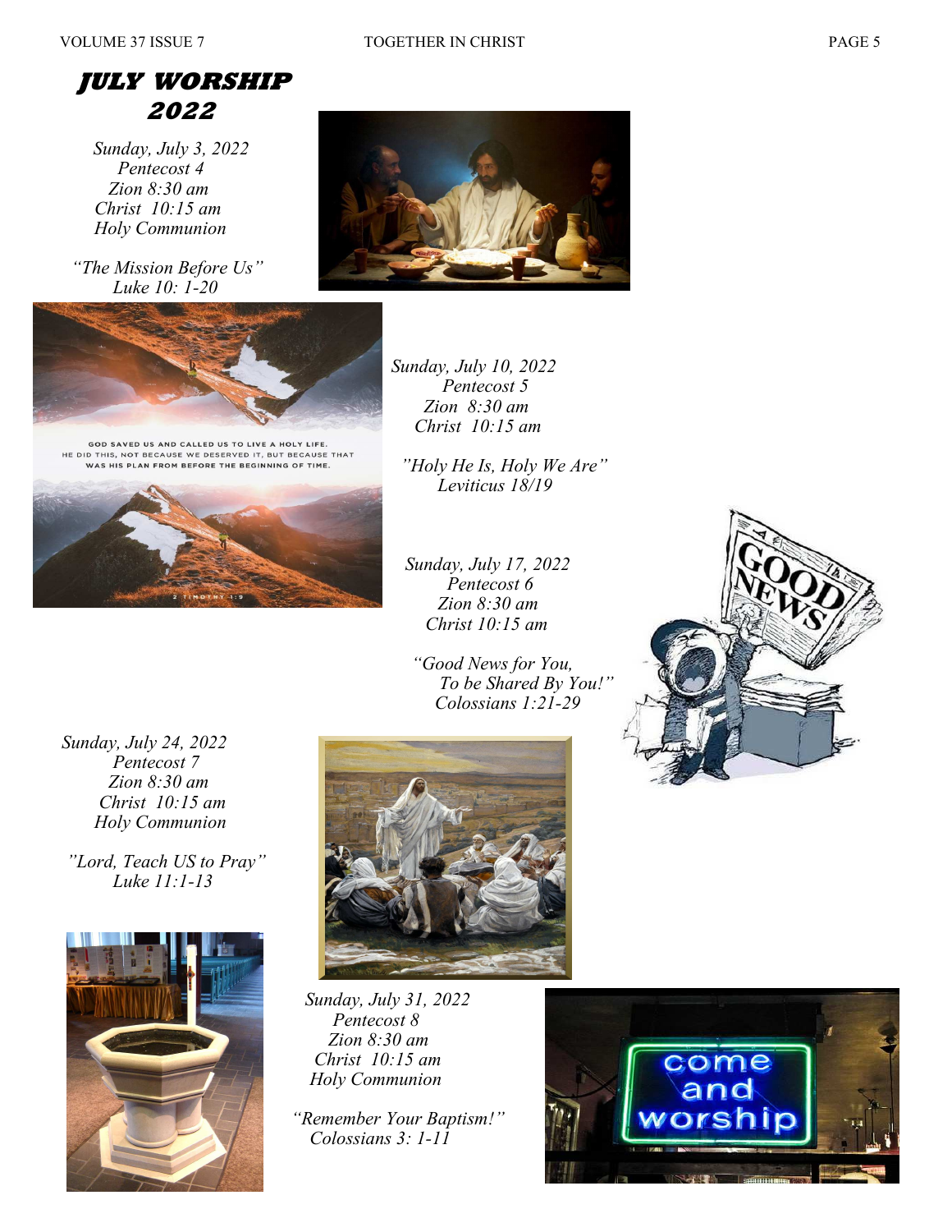# *JULY WORSHIP 2022*

*Sunday, July 3, 2022*
*Pentecost 4*
*Zion 8:30 am*
*Christ 10:15 am*
*Holy Communion*

*"The Mission Before Us"*
*Luke 10: 1-20*

*Sunday, July 10, 2022*
*Pentecost 5*
*Zion 8:30 am*
*Christ 10:15 am*

*"Holy He Is, Holy We Are"*
*Leviticus 18/19*

*Sunday, July 17, 2022*
*Pentecost 6*
*Zion 8:30 am*
*Christ 10:15 am*

*"Good News for You,*
*To be Shared By You!"*
*Colossians 1:21-29*

*Sunday, July 24, 2022*
*Pentecost 7*
*Zion 8:30 am*
*Christ 10:15 am*
*Holy Communion*

*"Lord, Teach US to Pray"*
*Luke 11:1-13*

*Sunday, July 31, 2022*
*Pentecost 8*
*Zion 8:30 am*
*Christ 10:15 am*
*Holy Communion*

*"Remember Your Baptism!"*
*Colossians 3: 1-11*